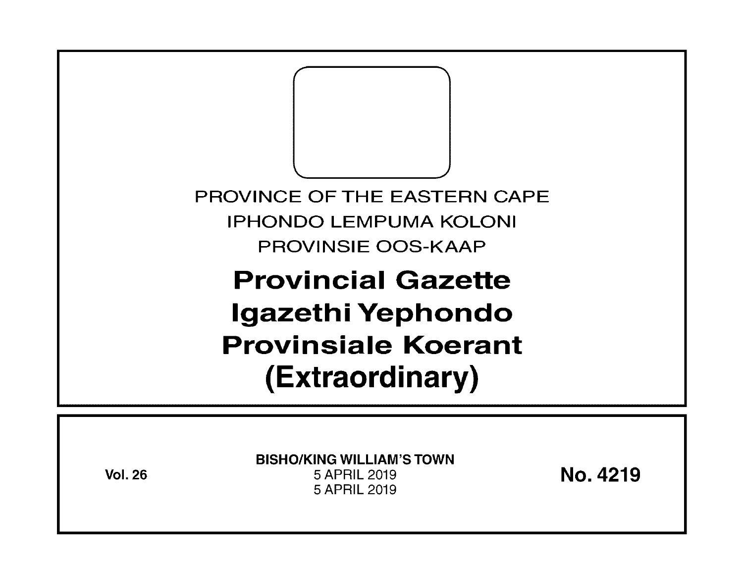PROVINCE OF THE EASTERN CAPE

IPHONDO LEMPUMA KOLONI

PROVINSIE OOS-KAAP

# Provincial Gazette
# Igazethi Yephondo
# Provinsiale Koerant
# (Extraordinary)

Vol. 26

**BISHO/KING WILLIAM'S TOWN**

5 APRIL 2019

5 APRIL 2019

**No. 4219**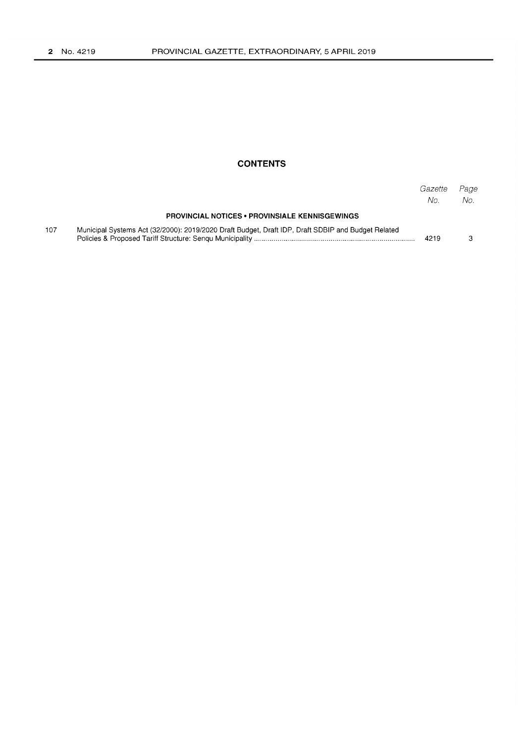## CONTENTS

| | | *Gazette No.* | *Page No.* |
|---|---|---|---|
| | **PROVINCIAL NOTICES • PROVINSIALE KENNISGEWINGS** | | |
| 107 | Municipal Systems Act (32/2000): 2019/2020 Draft Budget, Draft IDP, Draft SDBIP and Budget Related Policies & Proposed Tariff Structure: Senqu Municipality | 4219 | 3 |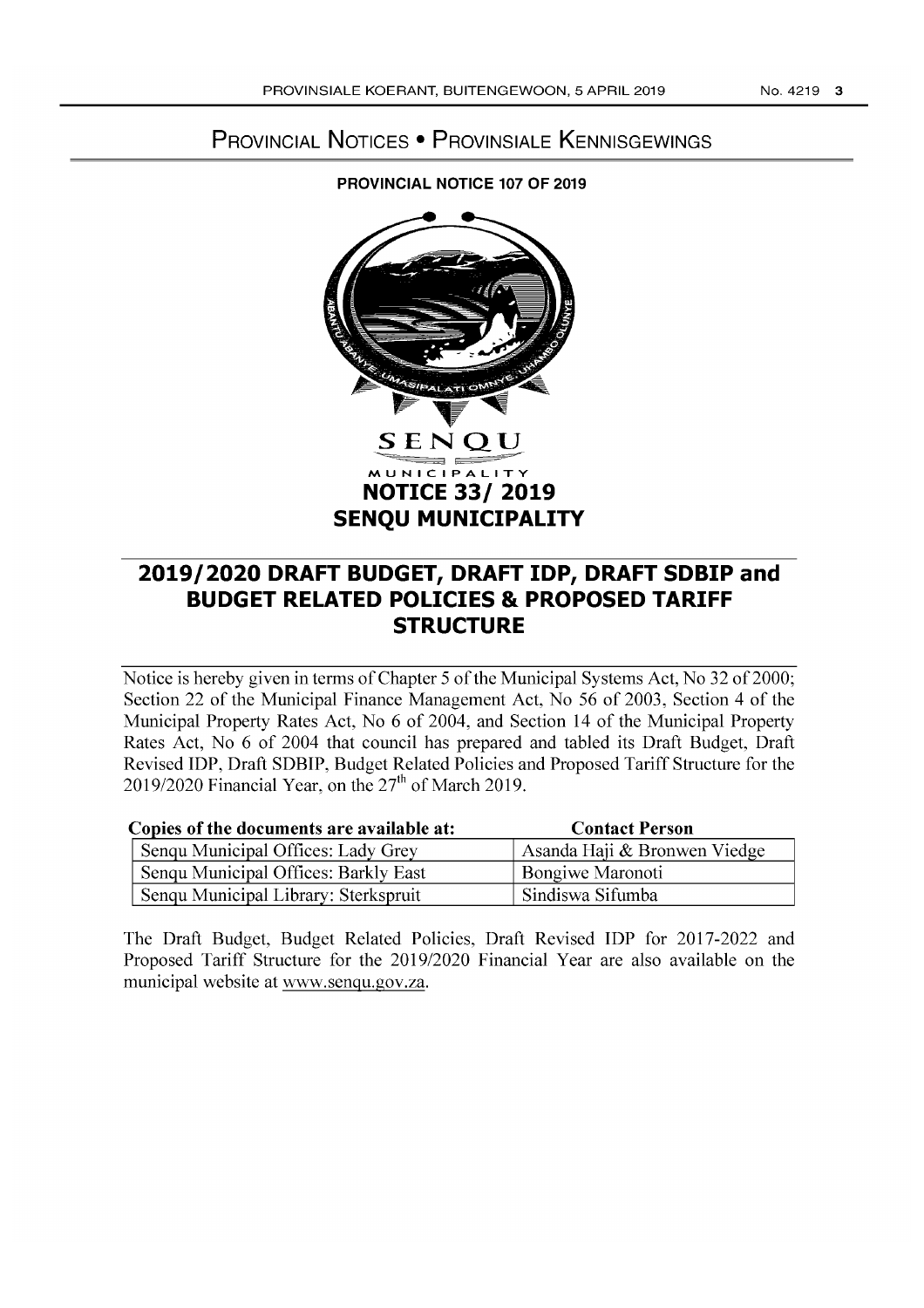# PROVINCIAL NOTICES • PROVINSIALE KENNISGEWINGS

**PROVINCIAL NOTICE 107 OF 2019**

SENQU MUNICIPALITY

## NOTICE 33/ 2019
## SENQU MUNICIPALITY

## 2019/2020 DRAFT BUDGET, DRAFT IDP, DRAFT SDBIP and BUDGET RELATED POLICIES & PROPOSED TARIFF STRUCTURE

Notice is hereby given in terms of Chapter 5 of the Municipal Systems Act, No 32 of 2000; Section 22 of the Municipal Finance Management Act, No 56 of 2003, Section 4 of the Municipal Property Rates Act, No 6 of 2004, and Section 14 of the Municipal Property Rates Act, No 6 of 2004 that council has prepared and tabled its Draft Budget, Draft Revised IDP, Draft SDBIP, Budget Related Policies and Proposed Tariff Structure for the 2019/2020 Financial Year, on the 27th of March 2019.

| Copies of the documents are available at: | Contact Person |
|---|---|
| Senqu Municipal Offices: Lady Grey | Asanda Haji & Bronwen Viedge |
| Senqu Municipal Offices: Barkly East | Bongiwe Maronoti |
| Senqu Municipal Library: Sterkspruit | Sindiswa Sifumba |

The Draft Budget, Budget Related Policies, Draft Revised IDP for 2017-2022 and Proposed Tariff Structure for the 2019/2020 Financial Year are also available on the municipal website at www.senqu.gov.za.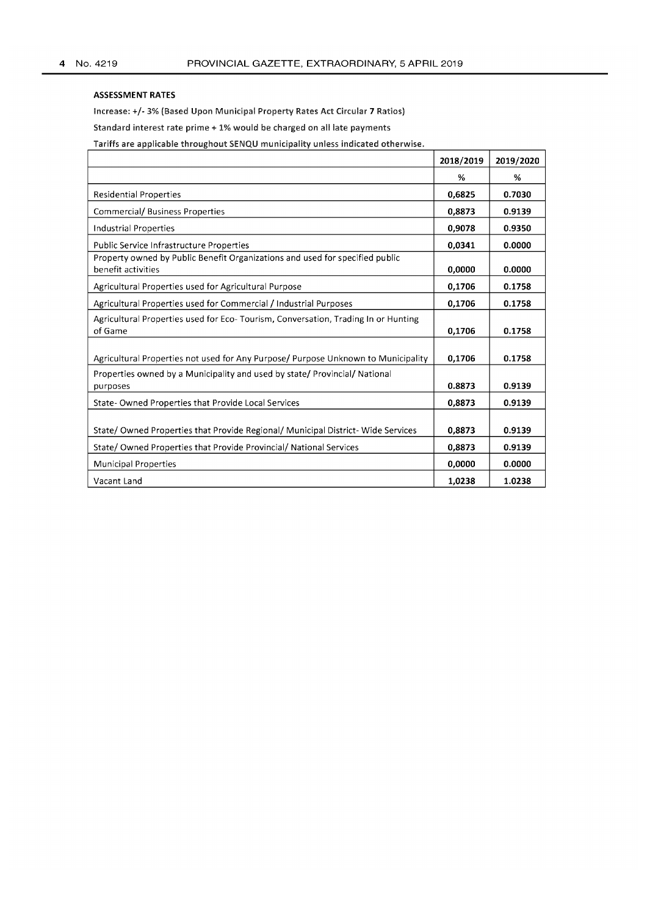**ASSESSMENT RATES**

Increase: +/- 3% (Based Upon Municipal Property Rates Act Circular 7 Ratios)

Standard interest rate prime + 1% would be charged on all late payments

Tariffs are applicable throughout SENQU municipality unless indicated otherwise.

| | 2018/2019 | 2019/2020 |
|---|---|---|
| | % | % |
| Residential Properties | 0,6825 | 0.7030 |
| Commercial/ Business Properties | 0,8873 | 0.9139 |
| Industrial Properties | 0,9078 | 0.9350 |
| Public Service Infrastructure Properties | 0,0341 | 0.0000 |
| Property owned by Public Benefit Organizations and used for specified public benefit activities | 0,0000 | 0.0000 |
| Agricultural Properties used for Agricultural Purpose | 0,1706 | 0.1758 |
| Agricultural Properties used for Commercial / Industrial Purposes | 0,1706 | 0.1758 |
| Agricultural Properties used for Eco- Tourism, Conversation, Trading In or Hunting of Game | 0,1706 | 0.1758 |
| Agricultural Properties not used for Any Purpose/ Purpose Unknown to Municipality | 0,1706 | 0.1758 |
| Properties owned by a Municipality and used by state/ Provincial/ National purposes | 0.8873 | 0.9139 |
| State- Owned Properties that Provide Local Services | 0,8873 | 0.9139 |
| State/ Owned Properties that Provide Regional/ Municipal District- Wide Services | 0,8873 | 0.9139 |
| State/ Owned Properties that Provide Provincial/ National Services | 0,8873 | 0.9139 |
| Municipal Properties | 0,0000 | 0.0000 |
| Vacant Land | 1,0238 | 1.0238 |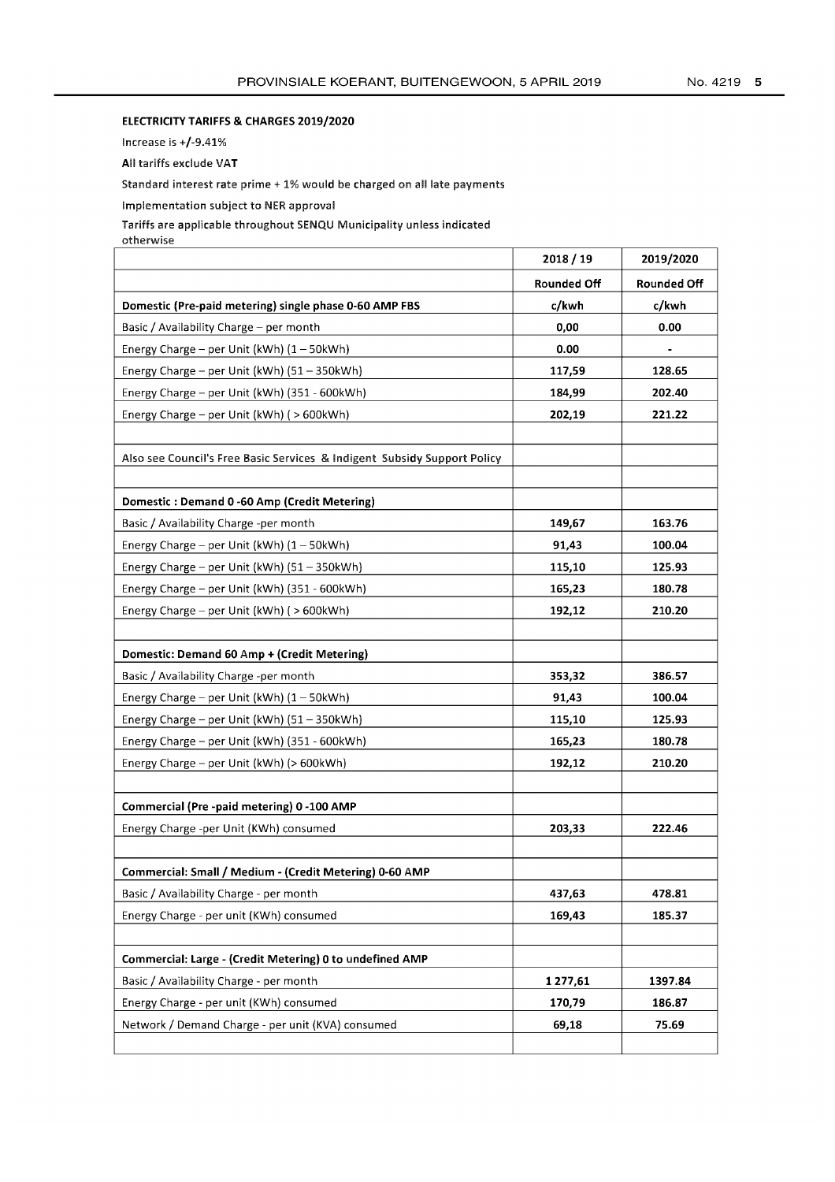**ELECTRICITY TARIFFS & CHARGES 2019/2020**

Increase is +/-9.41%

All tariffs exclude VAT

Standard interest rate prime + 1% would be charged on all late payments

Implementation subject to NER approval

Tariffs are applicable throughout SENQU Municipality unless indicated otherwise

| | 2018 / 19 | 2019/2020 |
|---|---|---|
| | **Rounded Off** | **Rounded Off** |
| **Domestic (Pre-paid metering) single phase 0-60 AMP FBS** | **c/kwh** | **c/kwh** |
| Basic / Availability Charge – per month | **0,00** | **0.00** |
| Energy Charge – per Unit (kWh) (1 – 50kWh) | **0.00** | **-** |
| Energy Charge – per Unit (kWh) (51 – 350kWh) | **117,59** | **128.65** |
| Energy Charge – per Unit (kWh) (351 - 600kWh) | **184,99** | **202.40** |
| Energy Charge – per Unit (kWh) ( > 600kWh) | **202,19** | **221.22** |
| | | |
| Also see Council's Free Basic Services & Indigent Subsidy Support Policy | | |
| | | |
| **Domestic : Demand 0 -60 Amp (Credit Metering)** | | |
| Basic / Availability Charge -per month | **149,67** | **163.76** |
| Energy Charge – per Unit (kWh) (1 – 50kWh) | **91,43** | **100.04** |
| Energy Charge – per Unit (kWh) (51 – 350kWh) | **115,10** | **125.93** |
| Energy Charge – per Unit (kWh) (351 - 600kWh) | **165,23** | **180.78** |
| Energy Charge – per Unit (kWh) ( > 600kWh) | **192,12** | **210.20** |
| | | |
| **Domestic: Demand 60 Amp + (Credit Metering)** | | |
| Basic / Availability Charge -per month | **353,32** | **386.57** |
| Energy Charge – per Unit (kWh) (1 – 50kWh) | **91,43** | **100.04** |
| Energy Charge – per Unit (kWh) (51 – 350kWh) | **115,10** | **125.93** |
| Energy Charge – per Unit (kWh) (351 - 600kWh) | **165,23** | **180.78** |
| Energy Charge – per Unit (kWh) (> 600kWh) | **192,12** | **210.20** |
| | | |
| **Commercial (Pre -paid metering) 0 -100 AMP** | | |
| Energy Charge -per Unit (KWh) consumed | **203,33** | **222.46** |
| | | |
| **Commercial: Small / Medium - (Credit Metering) 0-60 AMP** | | |
| Basic / Availability Charge - per month | **437,63** | **478.81** |
| Energy Charge - per unit (KWh) consumed | **169,43** | **185.37** |
| | | |
| **Commercial: Large - (Credit Metering) 0 to undefined AMP** | | |
| Basic / Availability Charge - per month | **1 277,61** | **1397.84** |
| Energy Charge - per unit (KWh) consumed | **170,79** | **186.87** |
| Network / Demand Charge - per unit (KVA) consumed | **69,18** | **75.69** |
| | | |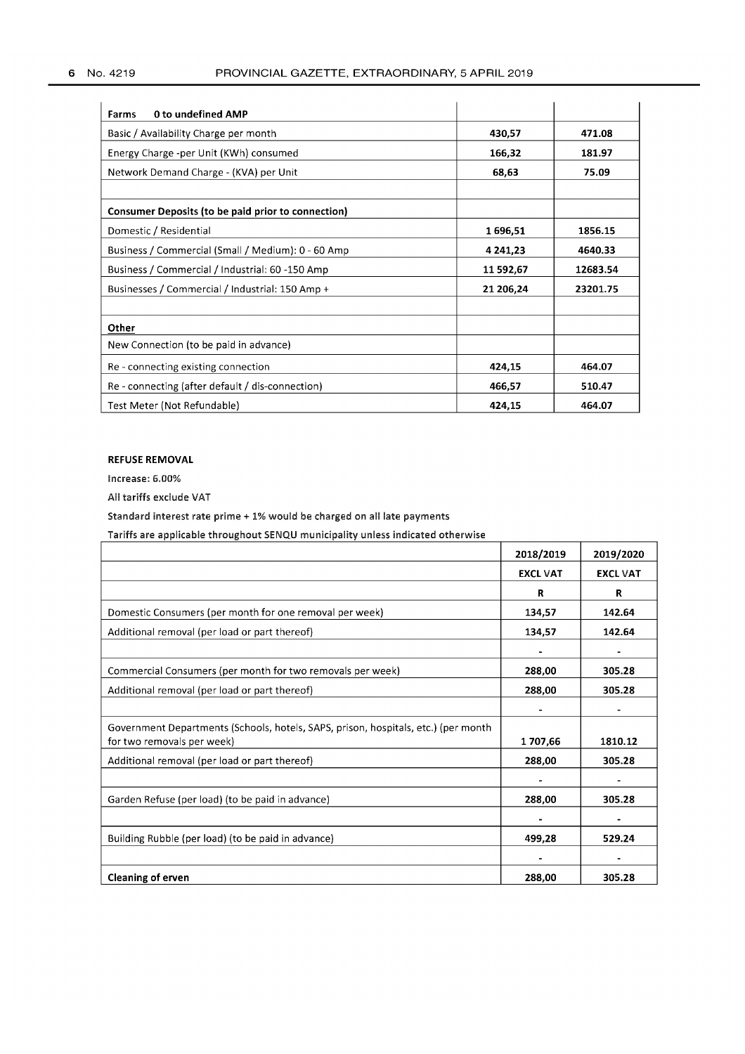| **Farms 0 to undefined AMP** | | |
|---|---|---|
| Basic / Availability Charge per month | **430,57** | **471.08** |
| Energy Charge -per Unit (KWh) consumed | **166,32** | **181.97** |
| Network Demand Charge - (KVA) per Unit | **68,63** | **75.09** |
| | | |
| **Consumer Deposits (to be paid prior to connection)** | | |
| Domestic / Residential | **1 696,51** | **1856.15** |
| Business / Commercial (Small / Medium): 0 - 60 Amp | **4 241,23** | **4640.33** |
| Business / Commercial / Industrial: 60 -150 Amp | **11 592,67** | **12683.54** |
| Businesses / Commercial / Industrial: 150 Amp + | **21 206,24** | **23201.75** |
| | | |
| **Other** | | |
| New Connection (to be paid in advance) | | |
| Re - connecting existing connection | **424,15** | **464.07** |
| Re - connecting (after default / dis-connection) | **466,57** | **510.47** |
| Test Meter (Not Refundable) | **424,15** | **464.07** |

**REFUSE REMOVAL**

Increase: 6.00%

All tariffs exclude VAT

Standard interest rate prime + 1% would be charged on all late payments

Tariffs are applicable throughout SENQU municipality unless indicated otherwise

| | 2018/2019 | 2019/2020 |
|---|---|---|
| | **EXCL VAT** | **EXCL VAT** |
| | **R** | **R** |
| Domestic Consumers (per month for one removal per week) | 134,57 | 142.64 |
| Additional removal (per load or part thereof) | 134,57 | 142.64 |
| | - | - |
| Commercial Consumers (per month for two removals per week) | 288,00 | 305.28 |
| Additional removal (per load or part thereof) | 288,00 | 305.28 |
| | - | - |
| Government Departments (Schools, hotels, SAPS, prison, hospitals, etc.) (per month for two removals per week) | 1 707,66 | 1810.12 |
| Additional removal (per load or part thereof) | 288,00 | 305.28 |
| | - | - |
| Garden Refuse (per load) (to be paid in advance) | 288,00 | 305.28 |
| | - | - |
| Building Rubble (per load) (to be paid in advance) | 499,28 | 529.24 |
| | - | - |
| **Cleaning of erven** | 288,00 | 305.28 |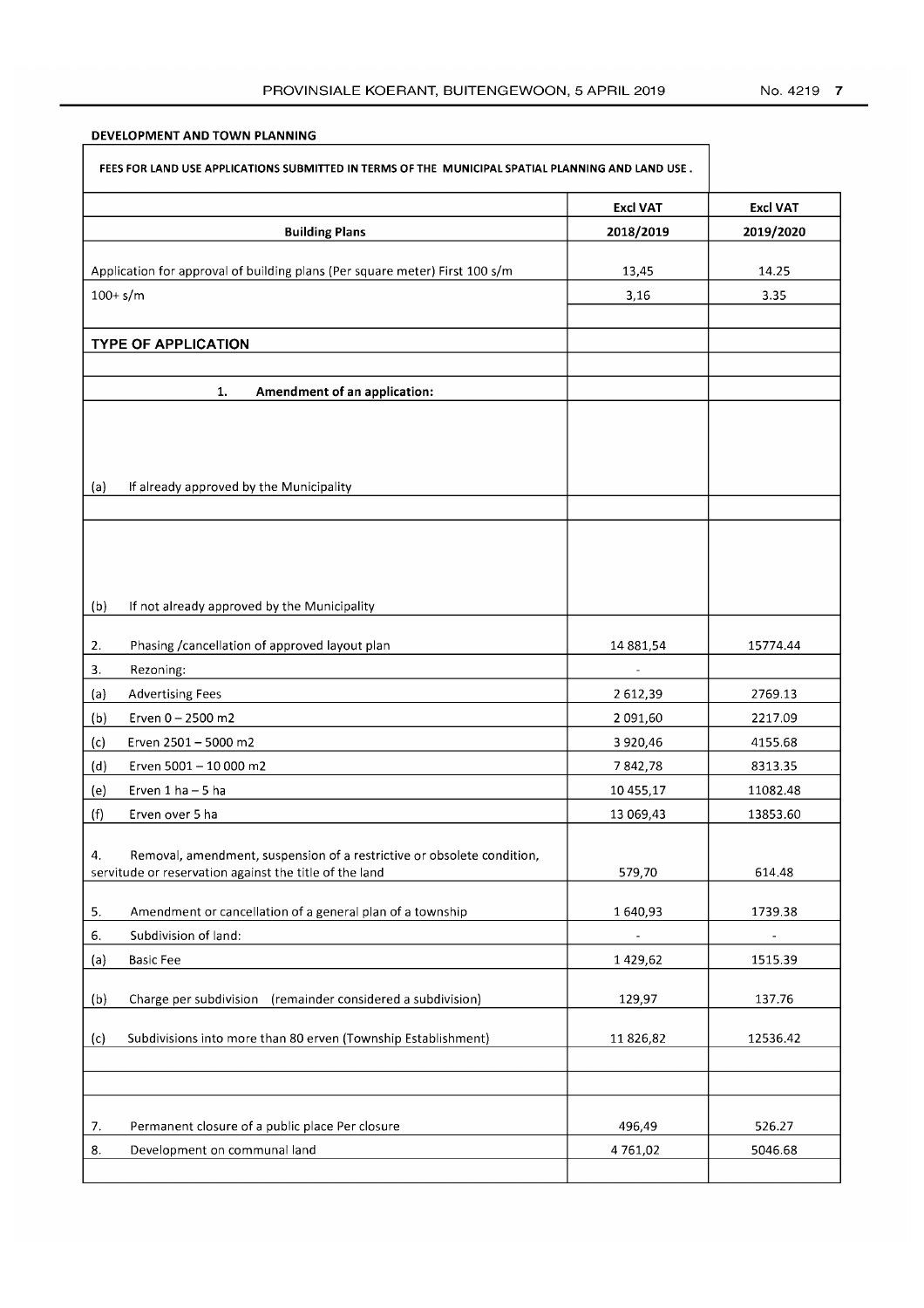**DEVELOPMENT AND TOWN PLANNING**

| FEES FOR LAND USE APPLICATIONS SUBMITTED IN TERMS OF THE MUNICIPAL SPATIAL PLANNING AND LAND USE . | | |
|---|---|---|
| | **Excl VAT** | **Excl VAT** |
| **Building Plans** | **2018/2019** | **2019/2020** |
| Application for approval of building plans (Per square meter) First 100 s/m | 13,45 | 14.25 |
| 100+ s/m | 3,16 | 3.35 |
| | | |
| **TYPE OF APPLICATION** | | |
| | | |
| 1. **Amendment of an application:** | | |
| (a) If already approved by the Municipality | | |
| | | |
| (b) If not already approved by the Municipality | | |
| 2. Phasing /cancellation of approved layout plan | 14 881,54 | 15774.44 |
| 3. Rezoning: | - | |
| (a) Advertising Fees | 2 612,39 | 2769.13 |
| (b) Erven 0 – 2500 m2 | 2 091,60 | 2217.09 |
| (c) Erven 2501 – 5000 m2 | 3 920,46 | 4155.68 |
| (d) Erven 5001 – 10 000 m2 | 7 842,78 | 8313.35 |
| (e) Erven 1 ha – 5 ha | 10 455,17 | 11082.48 |
| (f) Erven over 5 ha | 13 069,43 | 13853.60 |
| 4. Removal, amendment, suspension of a restrictive or obsolete condition, servitude or reservation against the title of the land | 579,70 | 614.48 |
| 5. Amendment or cancellation of a general plan of a township | 1 640,93 | 1739.38 |
| 6. Subdivision of land: | - | - |
| (a) Basic Fee | 1 429,62 | 1515.39 |
| (b) Charge per subdivision (remainder considered a subdivision) | 129,97 | 137.76 |
| (c) Subdivisions into more than 80 erven (Township Establishment) | 11 826,82 | 12536.42 |
| | | |
| | | |
| 7. Permanent closure of a public place Per closure | 496,49 | 526.27 |
| 8. Development on communal land | 4 761,02 | 5046.68 |
| | | |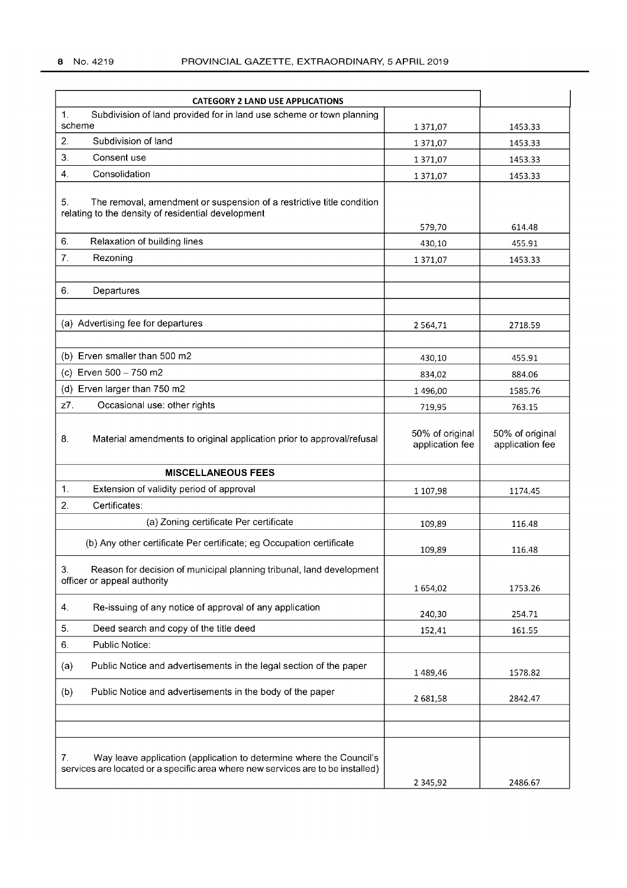| CATEGORY 2 LAND USE APPLICATIONS | | |
|---|---|---|
| 1. Subdivision of land provided for in land use scheme or town planning scheme | 1 371,07 | 1453.33 |
| 2. Subdivision of land | 1 371,07 | 1453.33 |
| 3. Consent use | 1 371,07 | 1453.33 |
| 4. Consolidation | 1 371,07 | 1453.33 |
| 5. The removal, amendment or suspension of a restrictive title condition relating to the density of residential development | 579,70 | 614.48 |
| 6. Relaxation of building lines | 430,10 | 455.91 |
| 7. Rezoning | 1 371,07 | 1453.33 |
| | | |
| 6. Departures | | |
| | | |
| (a) Advertising fee for departures | 2 564,71 | 2718.59 |
| | | |
| (b) Erven smaller than 500 m2 | 430,10 | 455.91 |
| (c) Erven 500 – 750 m2 | 834,02 | 884.06 |
| (d) Erven larger than 750 m2 | 1 496,00 | 1585.76 |
| z7. Occasional use: other rights | 719,95 | 763.15 |
| 8. Material amendments to original application prior to approval/refusal | 50% of original application fee | 50% of original application fee |
| **MISCELLANEOUS FEES** | | |
| 1. Extension of validity period of approval | 1 107,98 | 1174.45 |
| 2. Certificates: | | |
| (a) Zoning certificate Per certificate | 109,89 | 116.48 |
| (b) Any other certificate Per certificate; eg Occupation certificate | 109,89 | 116.48 |
| 3. Reason for decision of municipal planning tribunal, land development officer or appeal authority | 1 654,02 | 1753.26 |
| 4. Re-issuing of any notice of approval of any application | 240,30 | 254.71 |
| 5. Deed search and copy of the title deed | 152,41 | 161.55 |
| 6. Public Notice: | | |
| (a) Public Notice and advertisements in the legal section of the paper | 1 489,46 | 1578.82 |
| (b) Public Notice and advertisements in the body of the paper | 2 681,58 | 2842.47 |
| | | |
| | | |
| 7. Way leave application (application to determine where the Council's services are located or a specific area where new services are to be installed) | 2 345,92 | 2486.67 |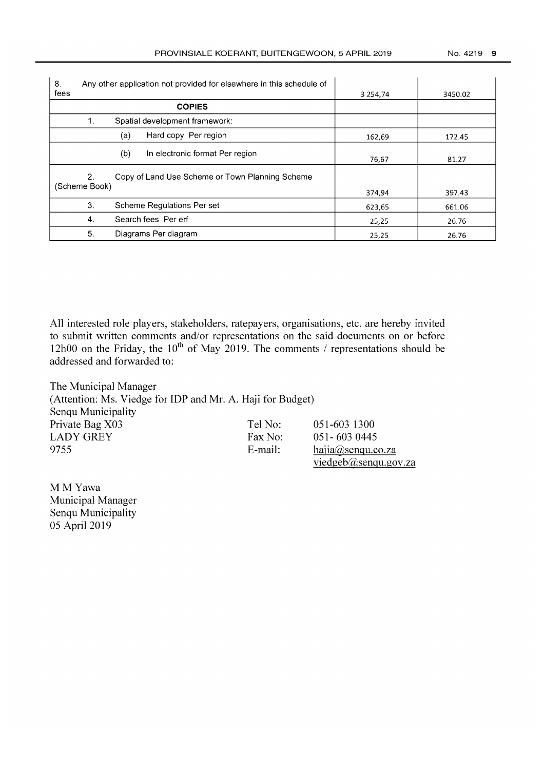| | | |
|---|---|---|
| 8. Any other application not provided for elsewhere in this schedule of fees | 3 254,74 | 3450.02 |
| **COPIES** | | |
| 1. Spatial development framework: | | |
| (a) Hard copy Per region | 162,69 | 172.45 |
| (b) In electronic format Per region | 76,67 | 81.27 |
| 2. Copy of Land Use Scheme or Town Planning Scheme (Scheme Book) | 374,94 | 397.43 |
| 3. Scheme Regulations Per set | 623,65 | 661.06 |
| 4. Search fees Per erf | 25,25 | 26.76 |
| 5. Diagrams Per diagram | 25,25 | 26.76 |

All interested role players, stakeholders, ratepayers, organisations, etc. are hereby invited to submit written comments and/or representations on the said documents on or before 12h00 on the Friday, the 10th of May 2019. The comments / representations should be addressed and forwarded to:

The Municipal Manager
(Attention: Ms. Viedge for IDP and Mr. A. Haji for Budget)
Senqu Municipality
Private Bag X03
LADY GREY
9755

Tel No: 051-603 1300
Fax No: 051- 603 0445
E-mail: hajia@senqu.co.za
viedgeb@senqu.gov.za

M M Yawa
Municipal Manager
Senqu Municipality
05 April 2019